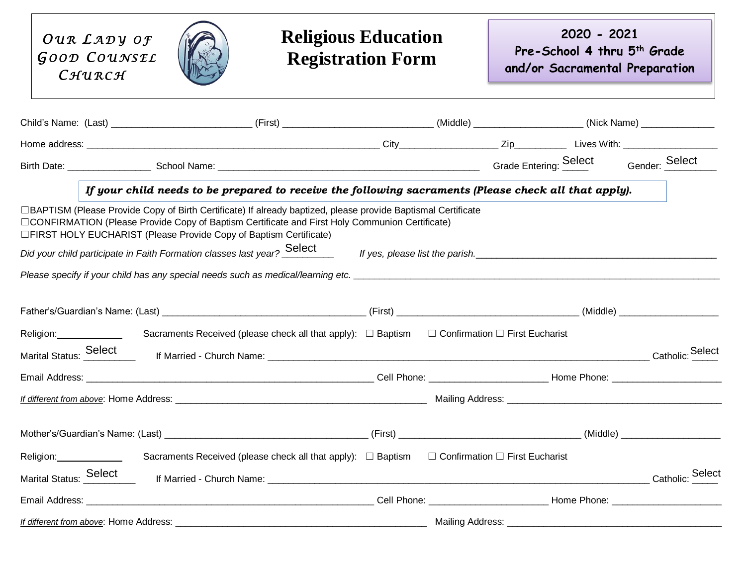# Our Lady of Good Counsel Church

# Religious Education Registration Form

**2020 - 2021**
**Pre-School 4 thru 5th Grade and/or Sacramental Preparation**

Child's Name: (Last) ___________________________ (First) _____________________________ (Middle) _____________________ (Nick Name) ______________

Home address: __________________________________________________________ City__________________ Zip_________ Lives With: __________________

Birth Date: ________________ School Name: ____________________________________________________ Grade Entering: Select Gender: Select

***If your child needs to be prepared to receive the following sacraments (Please check all that apply).***

☐BAPTISM (Please Provide Copy of Birth Certificate) If already baptized, please provide Baptismal Certificate
☐CONFIRMATION (Please Provide Copy of Baptism Certificate and First Holy Communion Certificate)
☐FIRST HOLY EUCHARIST (Please Provide Copy of Baptism Certificate)

*Did your child participate in Faith Formation classes last year?* Select *If yes, please list the parish.*______________________________________________

*Please specify if your child has any special needs such as medical/learning etc.* ________________________________________________________________________

Father's/Guardian's Name: (Last) _______________________________________ (First) __________________________________ (Middle) ___________________

Religion:____________ Sacraments Received (please check all that apply): ☐ Baptism ☐ Confirmation ☐ First Eucharist

Marital Status: Select If Married - Church Name: ___________________________________________________________________________ Catholic: Select

Email Address: _______________________________________________________ Cell Phone: ______________________ Home Phone: ____________________

*If different from above*: Home Address: ________________________________________________ Mailing Address: _________________________________________

Mother's/Guardian's Name: (Last) _______________________________________ (First) __________________________________ (Middle) ___________________

Religion:____________ Sacraments Received (please check all that apply): ☐ Baptism ☐ Confirmation ☐ First Eucharist

Marital Status: Select If Married - Church Name: ___________________________________________________________________________ Catholic: Select

Email Address: _______________________________________________________ Cell Phone: ______________________ Home Phone: ____________________

*If different from above*: Home Address: ________________________________________________ Mailing Address: _________________________________________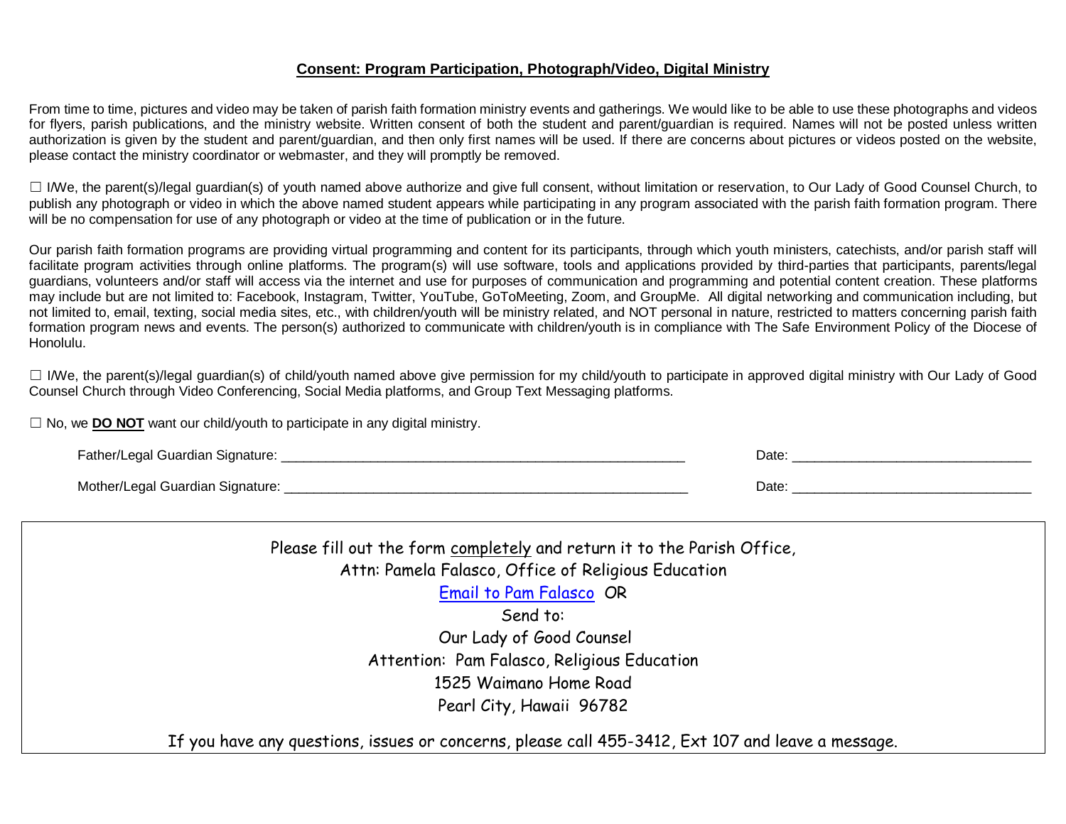**Consent: Program Participation, Photograph/Video, Digital Ministry**

From time to time, pictures and video may be taken of parish faith formation ministry events and gatherings. We would like to be able to use these photographs and videos for flyers, parish publications, and the ministry website. Written consent of both the student and parent/guardian is required. Names will not be posted unless written authorization is given by the student and parent/guardian, and then only first names will be used. If there are concerns about pictures or videos posted on the website, please contact the ministry coordinator or webmaster, and they will promptly be removed.

☐ I/We, the parent(s)/legal guardian(s) of youth named above authorize and give full consent, without limitation or reservation, to Our Lady of Good Counsel Church, to publish any photograph or video in which the above named student appears while participating in any program associated with the parish faith formation program. There will be no compensation for use of any photograph or video at the time of publication or in the future.

Our parish faith formation programs are providing virtual programming and content for its participants, through which youth ministers, catechists, and/or parish staff will facilitate program activities through online platforms. The program(s) will use software, tools and applications provided by third-parties that participants, parents/legal guardians, volunteers and/or staff will access via the internet and use for purposes of communication and programming and potential content creation. These platforms may include but are not limited to: Facebook, Instagram, Twitter, YouTube, GoToMeeting, Zoom, and GroupMe. All digital networking and communication including, but not limited to, email, texting, social media sites, etc., with children/youth will be ministry related, and NOT personal in nature, restricted to matters concerning parish faith formation program news and events. The person(s) authorized to communicate with children/youth is in compliance with The Safe Environment Policy of the Diocese of Honolulu.

☐ I/We, the parent(s)/legal guardian(s) of child/youth named above give permission for my child/youth to participate in approved digital ministry with Our Lady of Good Counsel Church through Video Conferencing, Social Media platforms, and Group Text Messaging platforms.

☐ No, we **DO NOT** want our child/youth to participate in any digital ministry.

Father/Legal Guardian Signature: ______________________________________________ Date: ___________________________

Mother/Legal Guardian Signature: ______________________________________________ Date: ___________________________

Please fill out the form completely and return it to the Parish Office,
Attn: Pamela Falasco, Office of Religious Education
Email to Pam Falasco OR
Send to:
Our Lady of Good Counsel
Attention: Pam Falasco, Religious Education
1525 Waimano Home Road
Pearl City, Hawaii 96782

If you have any questions, issues or concerns, please call 455-3412, Ext 107 and leave a message.